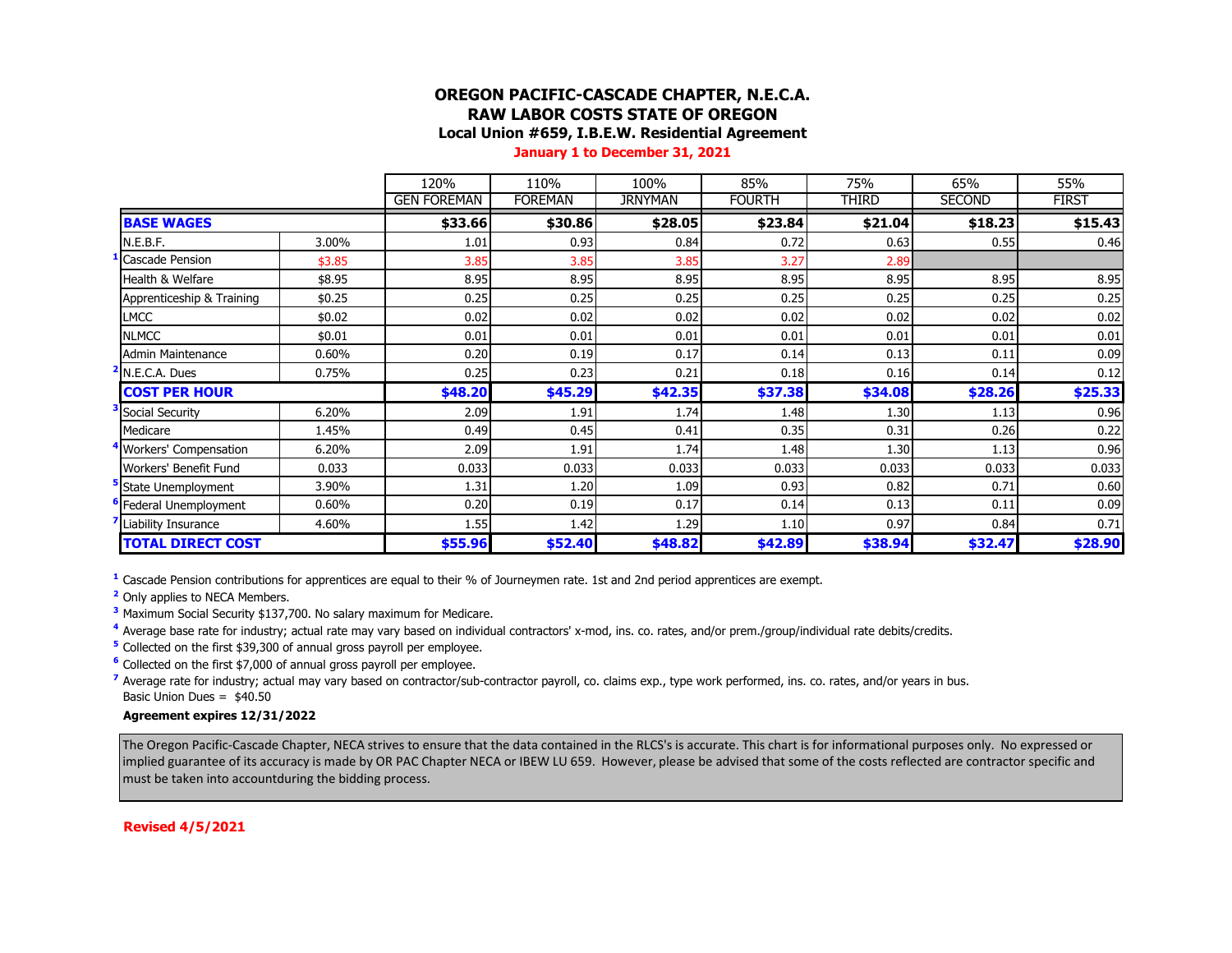# OREGON PACIFIC-CASCADE CHAPTER, N.E.C.A.

## RAW LABOR COSTS STATE OF OREGON

### Local Union #659, I.B.E.W. Residential Agreement

**January 1 to December 31, 2021**

| | | 120% | 110% | 100% | 85% | 75% | 65% | 55% |
|---|---|---|---|---|---|---|---|---|
| | | GEN FOREMAN | FOREMAN | JRNYMAN | FOURTH | THIRD | SECOND | FIRST |
| **BASE WAGES** | | **$33.66** | **$30.86** | **$28.05** | **$23.84** | **$21.04** | **$18.23** | **$15.43** |
| N.E.B.F. | 3.00% | 1.01 | 0.93 | 0.84 | 0.72 | 0.63 | 0.55 | 0.46 |
| [1] Cascade Pension | $3.85 | 3.85 | 3.85 | 3.85 | 3.27 | 2.89 | | |
| Health & Welfare | $8.95 | 8.95 | 8.95 | 8.95 | 8.95 | 8.95 | 8.95 | 8.95 |
| Apprenticeship & Training | $0.25 | 0.25 | 0.25 | 0.25 | 0.25 | 0.25 | 0.25 | 0.25 |
| LMCC | $0.02 | 0.02 | 0.02 | 0.02 | 0.02 | 0.02 | 0.02 | 0.02 |
| NLMCC | $0.01 | 0.01 | 0.01 | 0.01 | 0.01 | 0.01 | 0.01 | 0.01 |
| Admin Maintenance | 0.60% | 0.20 | 0.19 | 0.17 | 0.14 | 0.13 | 0.11 | 0.09 |
| [2] N.E.C.A. Dues | 0.75% | 0.25 | 0.23 | 0.21 | 0.18 | 0.16 | 0.14 | 0.12 |
| **COST PER HOUR** | | **$48.20** | **$45.29** | **$42.35** | **$37.38** | **$34.08** | **$28.26** | **$25.33** |
| [3] Social Security | 6.20% | 2.09 | 1.91 | 1.74 | 1.48 | 1.30 | 1.13 | 0.96 |
| Medicare | 1.45% | 0.49 | 0.45 | 0.41 | 0.35 | 0.31 | 0.26 | 0.22 |
| [4] Workers' Compensation | 6.20% | 2.09 | 1.91 | 1.74 | 1.48 | 1.30 | 1.13 | 0.96 |
| Workers' Benefit Fund | 0.033 | 0.033 | 0.033 | 0.033 | 0.033 | 0.033 | 0.033 | 0.033 |
| [5] State Unemployment | 3.90% | 1.31 | 1.20 | 1.09 | 0.93 | 0.82 | 0.71 | 0.60 |
| [6] Federal Unemployment | 0.60% | 0.20 | 0.19 | 0.17 | 0.14 | 0.13 | 0.11 | 0.09 |
| [7] Liability Insurance | 4.60% | 1.55 | 1.42 | 1.29 | 1.10 | 0.97 | 0.84 | 0.71 |
| **TOTAL DIRECT COST** | | **$55.96** | **$52.40** | **$48.82** | **$42.89** | **$38.94** | **$32.47** | **$28.90** |

[1] Cascade Pension contributions for apprentices are equal to their % of Journeymen rate. 1st and 2nd period apprentices are exempt.
[2] Only applies to NECA Members.
[3] Maximum Social Security $137,700. No salary maximum for Medicare.
[4] Average base rate for industry; actual rate may vary based on individual contractors' x-mod, ins. co. rates, and/or prem./group/individual rate debits/credits.
[5] Collected on the first $39,300 of annual gross payroll per employee.
[6] Collected on the first $7,000 of annual gross payroll per employee.
[7] Average rate for industry; actual may vary based on contractor/sub-contractor payroll, co. claims exp., type work performed, ins. co. rates, and/or years in bus.
Basic Union Dues = $40.50

**Agreement expires 12/31/2022**

The Oregon Pacific-Cascade Chapter, NECA strives to ensure that the data contained in the RLCS's is accurate. This chart is for informational purposes only. No expressed or implied guarantee of its accuracy is made by OR PAC Chapter NECA or IBEW LU 659. However, please be advised that some of the costs reflected are contractor specific and must be taken into accountduring the bidding process.

**Revised 4/5/2021**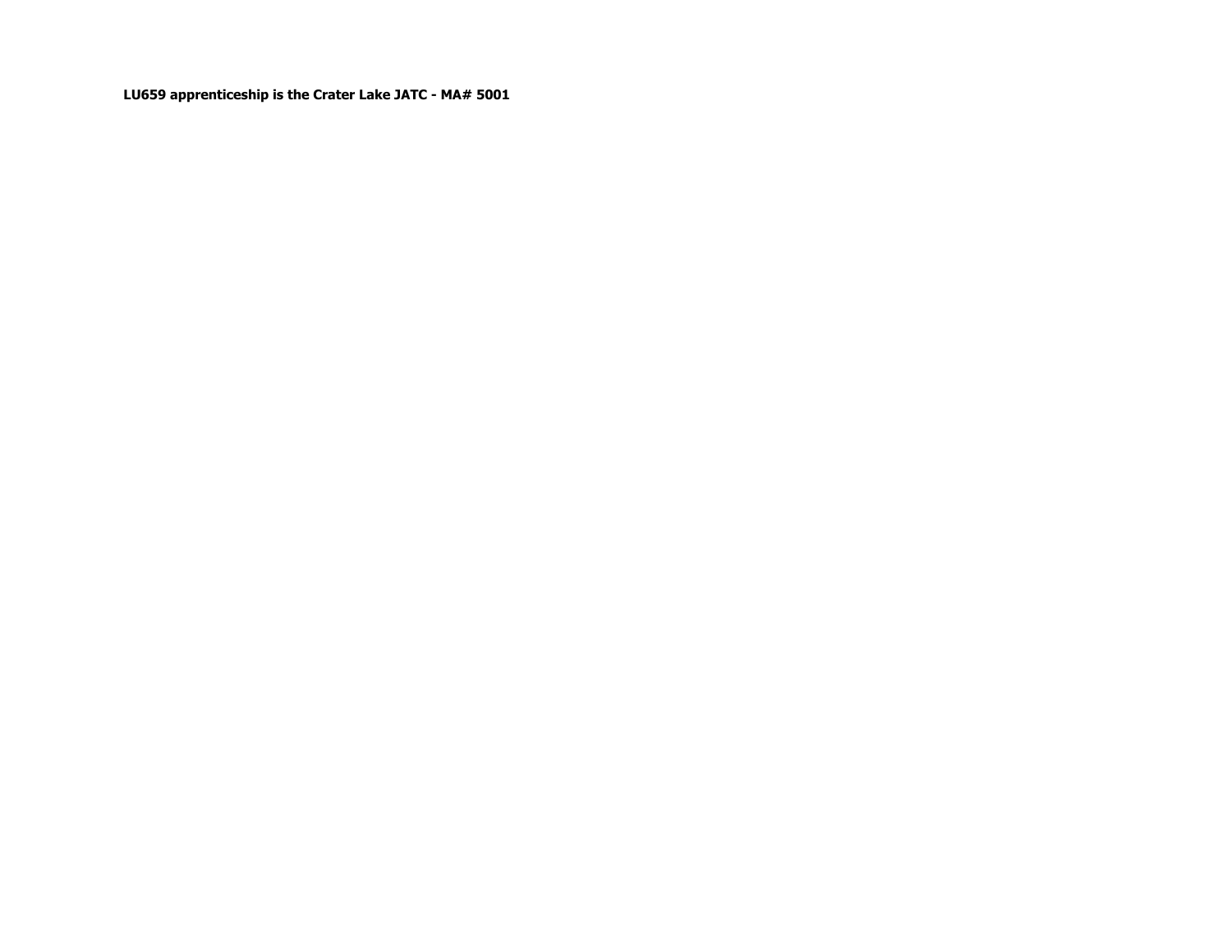**LU659 apprenticeship is the Crater Lake JATC - MA# 5001**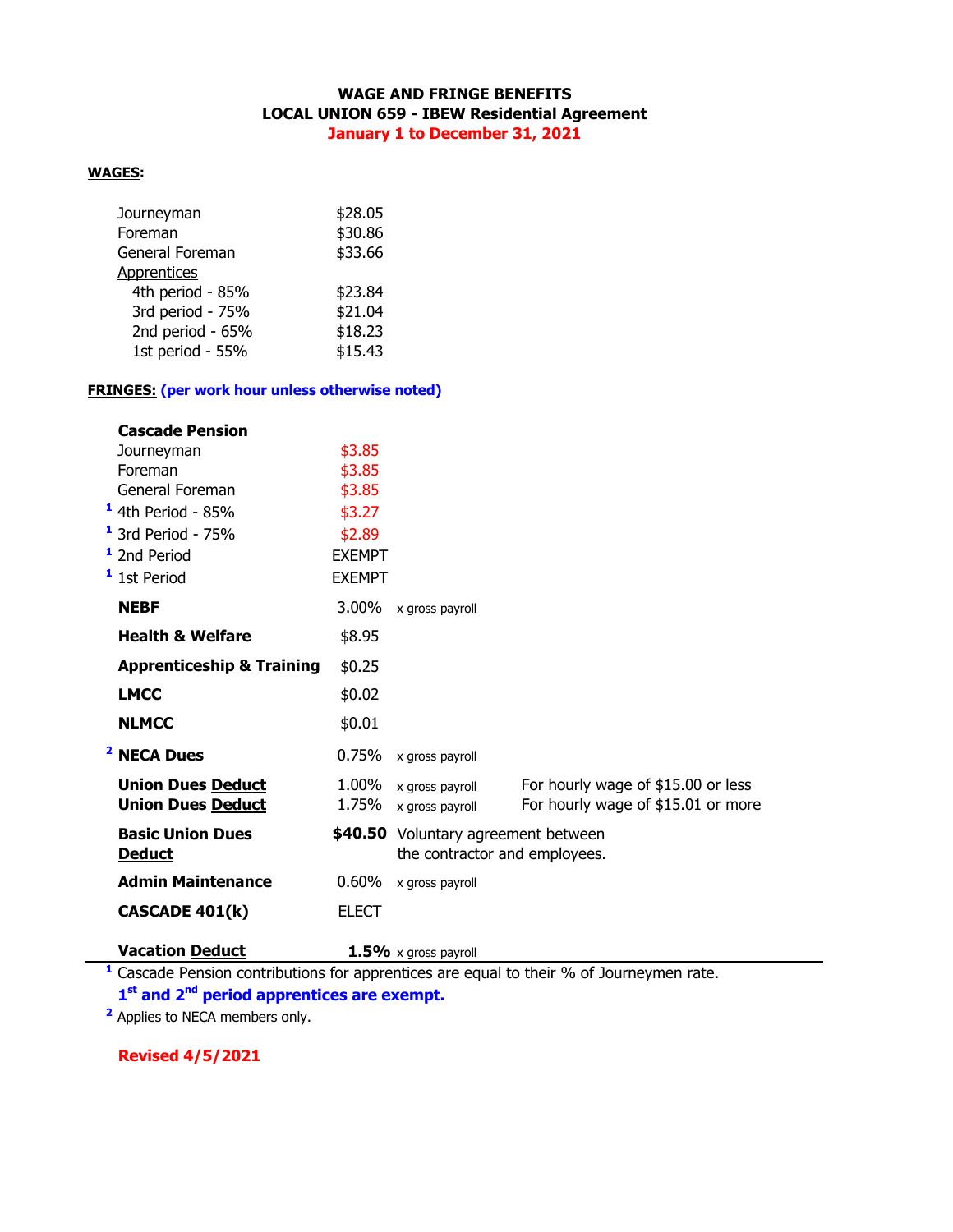**WAGE AND FRINGE BENEFITS**
**LOCAL UNION 659 - IBEW Residential Agreement**
**January 1 to December 31, 2021**

**WAGES:**

| | |
|---|---|
| Journeyman | $28.05 |
| Foreman | $30.86 |
| General Foreman | $33.66 |
| Apprentices | |
| 4th period - 85% | $23.84 |
| 3rd period - 75% | $21.04 |
| 2nd period - 65% | $18.23 |
| 1st period - 55% | $15.43 |

**FRINGES: (per work hour unless otherwise noted)**

| | | | |
|---|---|---|---|
| **Cascade Pension** | | | |
| Journeyman | $3.85 | | |
| Foreman | $3.85 | | |
| General Foreman | $3.85 | | |
| [1] 4th Period - 85% | $3.27 | | |
| [1] 3rd Period - 75% | $2.89 | | |
| [1] 2nd Period | EXEMPT | | |
| [1] 1st Period | EXEMPT | | |
| **NEBF** | 3.00% | x gross payroll | |
| **Health & Welfare** | $8.95 | | |
| **Apprenticeship & Training** | $0.25 | | |
| **LMCC** | $0.02 | | |
| **NLMCC** | $0.01 | | |
| [2] **NECA Dues** | 0.75% | x gross payroll | |
| **Union Dues Deduct** | 1.00% | x gross payroll | For hourly wage of $15.00 or less |
| **Union Dues Deduct** | 1.75% | x gross payroll | For hourly wage of $15.01 or more |
| **Basic Union Dues Deduct** | **$40.50** | Voluntary agreement between the contractor and employees. | |
| **Admin Maintenance** | 0.60% | x gross payroll | |
| **CASCADE 401(k)** | ELECT | | |
| **Vacation Deduct** | **1.5%** | x gross payroll | |

[1] Cascade Pension contributions for apprentices are equal to their % of Journeymen rate.
**1st and 2nd period apprentices are exempt.**

[2] Applies to NECA members only.

**Revised 4/5/2021**